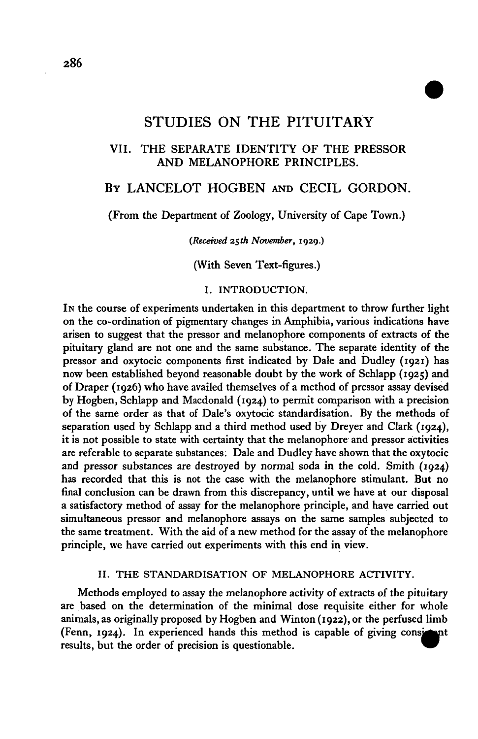# STUDIES ON THE PITUITARY

## VII. THE SEPARATE IDENTITY OF THE PRESSOR AND MELANOPHORE PRINCIPLES.

### By LANCELOT HOGBEN and CECIL GORDON.

(From the Department of Zoology, University of Cape Town.)

*(Received 25th November, 1929.)*

(With Seven Text-figures.)

## I. INTRODUCTION.

In the course of experiments undertaken in this department to throw further light on the co-ordination of pigmentary changes in Amphibia, various indications have arisen to suggest that the pressor and melanophore components of extracts of the pituitary gland are not one and the same substance. The separate identity of the pressor and oxytocic components first indicated by Dale and Dudley (1921) has now been established beyond reasonable doubt by the work of Schlapp (1925) and of Draper (1926) who have availed themselves of a method of pressor assay devised by Hogben, Schlapp and Macdonald (1924) to permit comparison with a precision of the same order as that of Dale's oxytocic standardisation. By the methods of separation used by Schlapp and a third method used by Dreyer and Clark (1924), it is not possible to state with certainty that the melanophore and pressor activities are referable to separate substances. Dale and Dudley have shown that the oxytocic and pressor substances are destroyed by normal soda in the cold. Smith (1924) has recorded that this is not the case with the melanophore stimulant. But no final conclusion can be drawn from this discrepancy, until we have at our disposal a satisfactory method of assay for the melanophore principle, and have carried out simultaneous pressor and melanophore assays on the same samples subjected to the same treatment. With the aid of a new method for the assay of the melanophore principle, we have carried out experiments with this end in view.

## II. THE STANDARDISATION OF MELANOPHORE ACTIVITY.

Methods employed to assay the melanophore activity of extracts of the pituitary are based on the determination of the minimal dose requisite either for whole animals, as originally proposed by Hogben and Winton (1922), or the perfused limb (Fenn, 1924). In experienced hands this method is capable of giving consistent results, but the order of precision is questionable.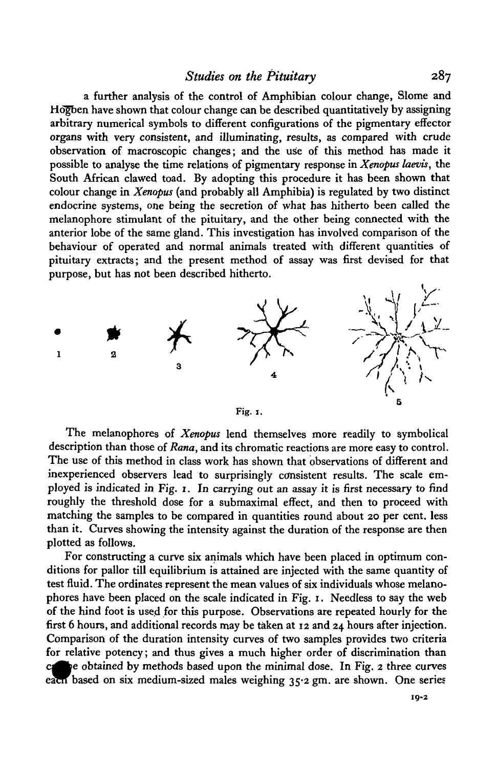a further analysis of the control of Amphibian colour change, Slome and Hogben have shown that colour change can be described quantitatively by assigning arbitrary numerical symbols to different configurations of the pigmentary effector organs with very consistent, and illuminating, results, as compared with crude observation of macroscopic changes; and the use of this method has made it possible to analyse the time relations of pigmentary response in *Xenopus laevis*, the South African clawed toad. By adopting this procedure it has been shown that colour change in *Xenopus* (and probably all Amphibia) is regulated by two distinct endocrine systems, one being the secretion of what has hitherto been called the melanophore stimulant of the pituitary, and the other being connected with the anterior lobe of the same gland. This investigation has involved comparison of the behaviour of operated and normal animals treated with different quantities of pituitary extracts; and the present method of assay was first devised for that purpose, but has not been described hitherto.

1 2 3 4 5

Fig. 1.

The melanophores of *Xenopus* lend themselves more readily to symbolical description than those of *Rana*, and its chromatic reactions are more easy to control. The use of this method in class work has shown that observations of different and inexperienced observers lead to surprisingly consistent results. The scale employed is indicated in Fig. 1. In carrying out an assay it is first necessary to find roughly the threshold dose for a submaximal effect, and then to proceed with matching the samples to be compared in quantities round about 20 per cent. less than it. Curves showing the intensity against the duration of the response are then plotted as follows.

For constructing a curve six animals which have been placed in optimum conditions for pallor till equilibrium is attained are injected with the same quantity of test fluid. The ordinates represent the mean values of six individuals whose melanophores have been placed on the scale indicated in Fig. 1. Needless to say the web of the hind foot is used for this purpose. Observations are repeated hourly for the first 6 hours, and additional records may be taken at 12 and 24 hours after injection. Comparison of the duration intensity curves of two samples provides two criteria for relative potency; and thus gives a much higher order of discrimination than can be obtained by methods based upon the minimal dose. In Fig. 2 three curves each based on six medium-sized males weighing 35·2 gm. are shown. One series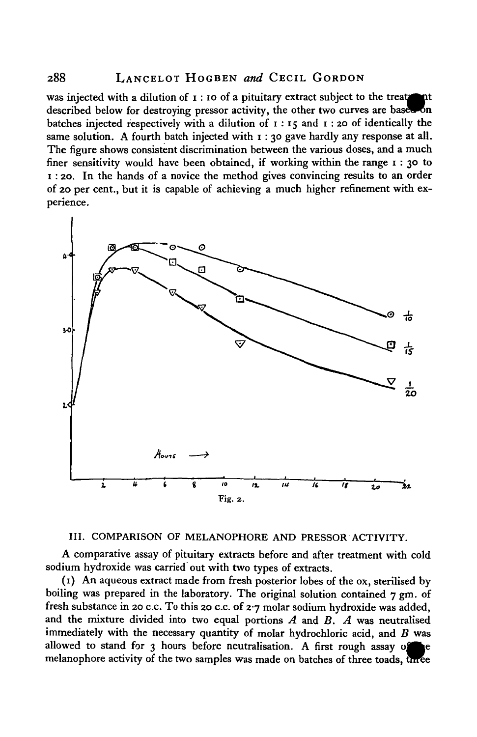was injected with a dilution of 1 : 10 of a pituitary extract subject to the treatment described below for destroying pressor activity, the other two curves are based on batches injected respectively with a dilution of 1 : 15 and 1 : 20 of identically the same solution. A fourth batch injected with 1 : 30 gave hardly any response at all. The figure shows consistent discrimination between the various doses, and a much finer sensitivity would have been obtained, if working within the range 1 : 30 to 1 : 20. In the hands of a novice the method gives convincing results to an order of 20 per cent., but it is capable of achieving a much higher refinement with experience.

Fig. 2.

### III. COMPARISON OF MELANOPHORE AND PRESSOR ACTIVITY.

A comparative assay of pituitary extracts before and after treatment with cold sodium hydroxide was carried out with two types of extracts.

(1) An aqueous extract made from fresh posterior lobes of the ox, sterilised by boiling was prepared in the laboratory. The original solution contained 7 gm. of fresh substance in 20 c.c. To this 20 c.c. of 2·7 molar sodium hydroxide was added, and the mixture divided into two equal portions *A* and *B*. *A* was neutralised immediately with the necessary quantity of molar hydrochloric acid, and *B* was allowed to stand for 3 hours before neutralisation. A first rough assay of the melanophore activity of the two samples was made on batches of three toads, three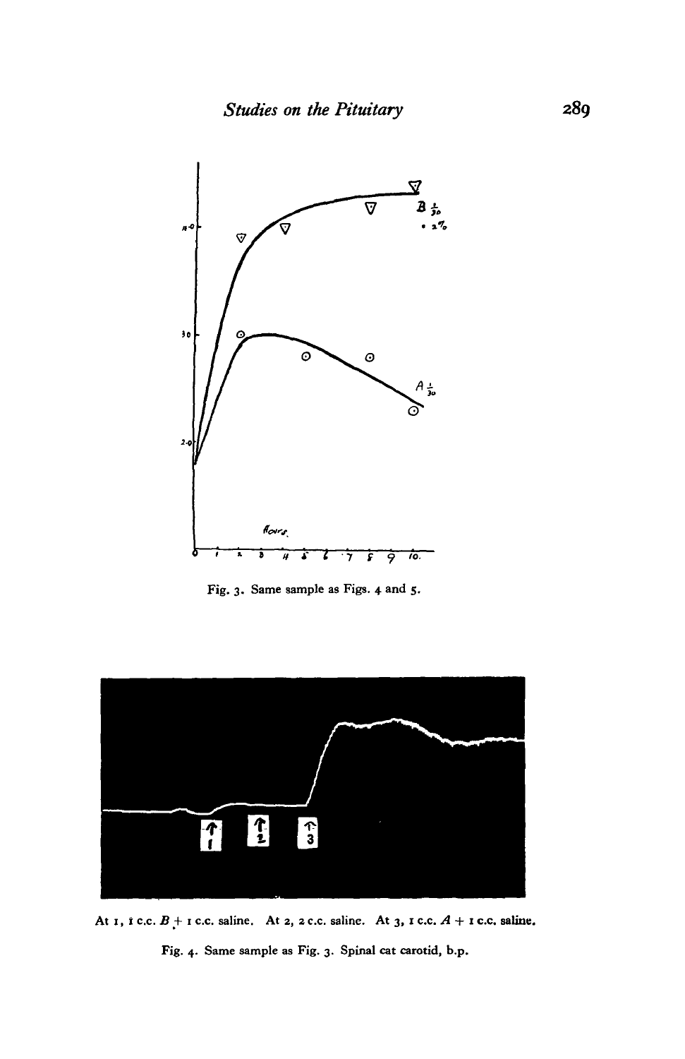Fig. 3. Same sample as Figs. 4 and 5.

At 1, 1 c.c. *B* + 1 c.c. saline. At 2, 2 c.c. saline. At 3, 1 c.c. *A* + 1 c.c. saline.

Fig. 4. Same sample as Fig. 3. Spinal cat carotid, b.p.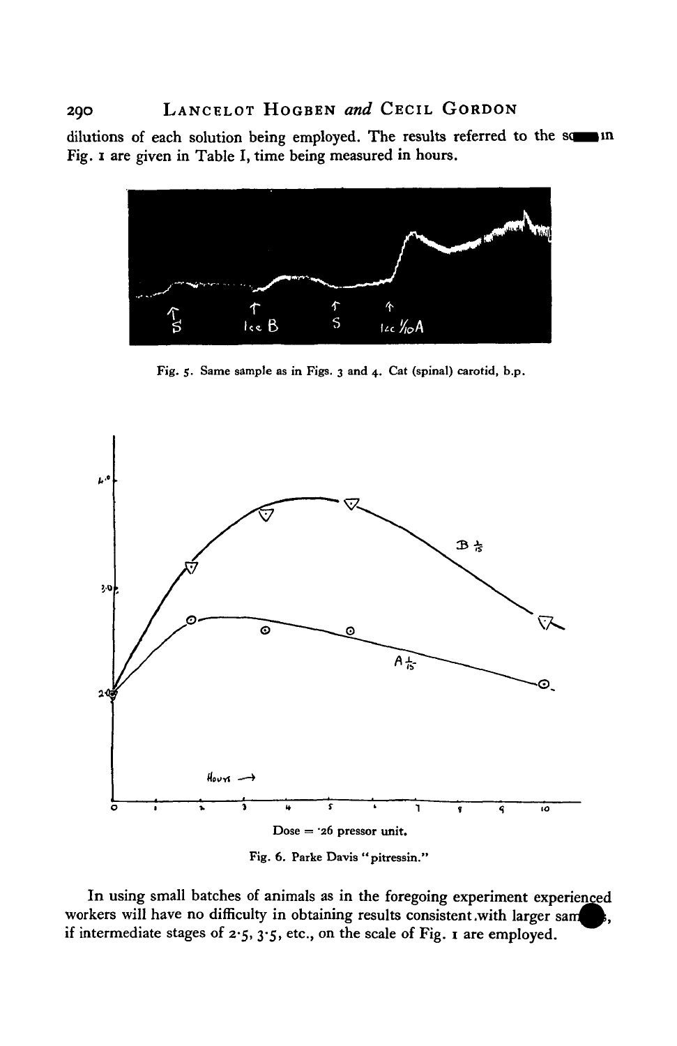dilutions of each solution being employed. The results referred to the scale in Fig. 1 are given in Table I, time being measured in hours.

Fig. 5. Same sample as in Figs. 3 and 4. Cat (spinal) carotid, b.p.

Dose = ·26 pressor unit.

Fig. 6. Parke Davis "pitressin."

In using small batches of animals as in the foregoing experiment experienced workers will have no difficulty in obtaining results consistent with larger samples, if intermediate stages of 2·5, 3·5, etc., on the scale of Fig. 1 are employed.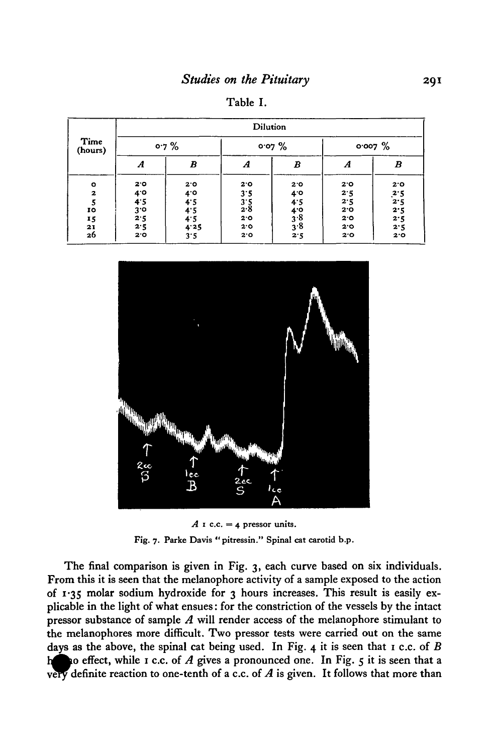Table I.

| Time (hours) | Dilution | | | | | |
|---|---|---|---|---|---|---|
| | 0·7 % | | 0·07 % | | 0·007 % | |
| | *A* | *B* | *A* | *B* | *A* | *B* |
| 0 | 2·0 | 2·0 | 2·0 | 2·0 | 2·0 | 2·0 |
| 2 | 4·0 | 4·0 | 3·5 | 4·0 | 2·5 | 2·5 |
| 5 | 4·5 | 4·5 | 3·5 | 4·5 | 2·5 | 2·5 |
| 10 | 3·0 | 4·5 | 2·8 | 4·0 | 2·0 | 2·5 |
| 15 | 2·5 | 4·5 | 2·0 | 3·8 | 2·0 | 2·5 |
| 21 | 2·5 | 4·25 | 2·0 | 3·8 | 2·0 | 2·5 |
| 26 | 2·0 | 3·5 | 2·0 | 2·5 | 2·0 | 2·0 |

*A* 1 c.c. = 4 pressor units.

Fig. 7. Parke Davis "pitressin." Spinal cat carotid b.p.

The final comparison is given in Fig. 3, each curve based on six individuals. From this it is seen that the melanophore activity of a sample exposed to the action of 1·35 molar sodium hydroxide for 3 hours increases. This result is easily explicable in the light of what ensues: for the constriction of the vessels by the intact pressor substance of sample *A* will render access of the melanophore stimulant to the melanophores more difficult. Two pressor tests were carried out on the same days as the above, the spinal cat being used. In Fig. 4 it is seen that 1 c.c. of *B* has no effect, while 1 c.c. of *A* gives a pronounced one. In Fig. 5 it is seen that a very definite reaction to one-tenth of a c.c. of *A* is given. It follows that more than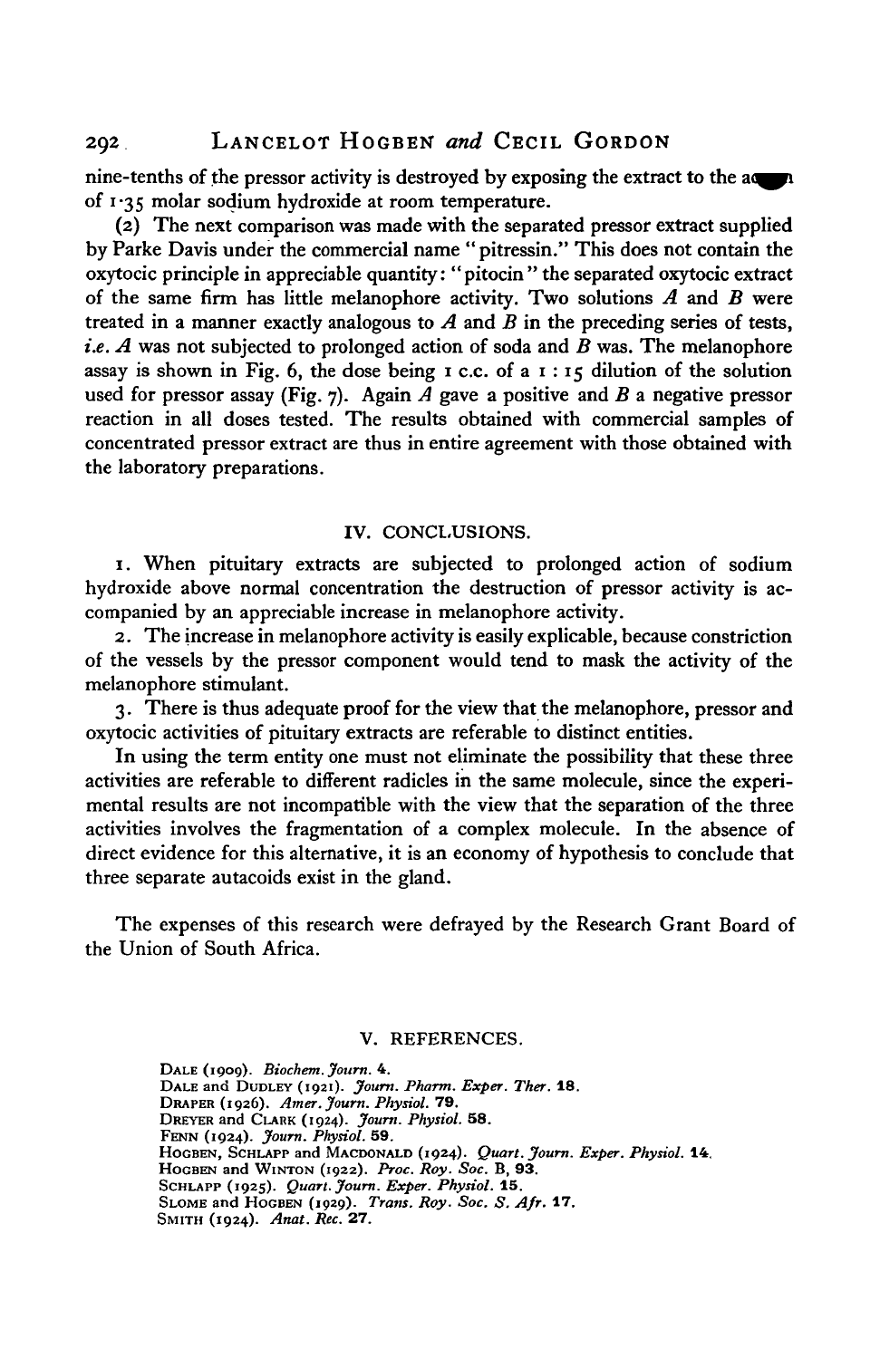nine-tenths of the pressor activity is destroyed by exposing the extract to the action of 1·35 molar sodium hydroxide at room temperature.

(2) The next comparison was made with the separated pressor extract supplied by Parke Davis under the commercial name "pitressin." This does not contain the oxytocic principle in appreciable quantity: "pitocin" the separated oxytocic extract of the same firm has little melanophore activity. Two solutions *A* and *B* were treated in a manner exactly analogous to *A* and *B* in the preceding series of tests, *i.e.* *A* was not subjected to prolonged action of soda and *B* was. The melanophore assay is shown in Fig. 6, the dose being 1 c.c. of a 1 : 15 dilution of the solution used for pressor assay (Fig. 7). Again *A* gave a positive and *B* a negative pressor reaction in all doses tested. The results obtained with commercial samples of concentrated pressor extract are thus in entire agreement with those obtained with the laboratory preparations.

## IV. CONCLUSIONS.

1. When pituitary extracts are subjected to prolonged action of sodium hydroxide above normal concentration the destruction of pressor activity is accompanied by an appreciable increase in melanophore activity.

2. The increase in melanophore activity is easily explicable, because constriction of the vessels by the pressor component would tend to mask the activity of the melanophore stimulant.

3. There is thus adequate proof for the view that the melanophore, pressor and oxytocic activities of pituitary extracts are referable to distinct entities.

In using the term entity one must not eliminate the possibility that these three activities are referable to different radicles in the same molecule, since the experimental results are not incompatible with the view that the separation of the three activities involves the fragmentation of a complex molecule. In the absence of direct evidence for this alternative, it is an economy of hypothesis to conclude that three separate autacoids exist in the gland.

The expenses of this research were defrayed by the Research Grant Board of the Union of South Africa.

## V. REFERENCES.

DALE (1909). *Biochem. Journ.* **4**.
DALE and DUDLEY (1921). *Journ. Pharm. Exper. Ther.* **18**.
DRAPER (1926). *Amer. Journ. Physiol.* **79**.
DREYER and CLARK (1924). *Journ. Physiol.* **58**.
FENN (1924). *Journ. Physiol.* **59**.
HOGBEN, SCHLAPP and MACDONALD (1924). *Quart. Journ. Exper. Physiol.* **14**.
HOGBEN and WINTON (1922). *Proc. Roy. Soc.* B, **93**.
SCHLAPP (1925). *Quart. Journ. Exper. Physiol.* **15**.
SLOME and HOGBEN (1929). *Trans. Roy. Soc. S. Afr.* **17**.
SMITH (1924). *Anat. Rec.* **27**.